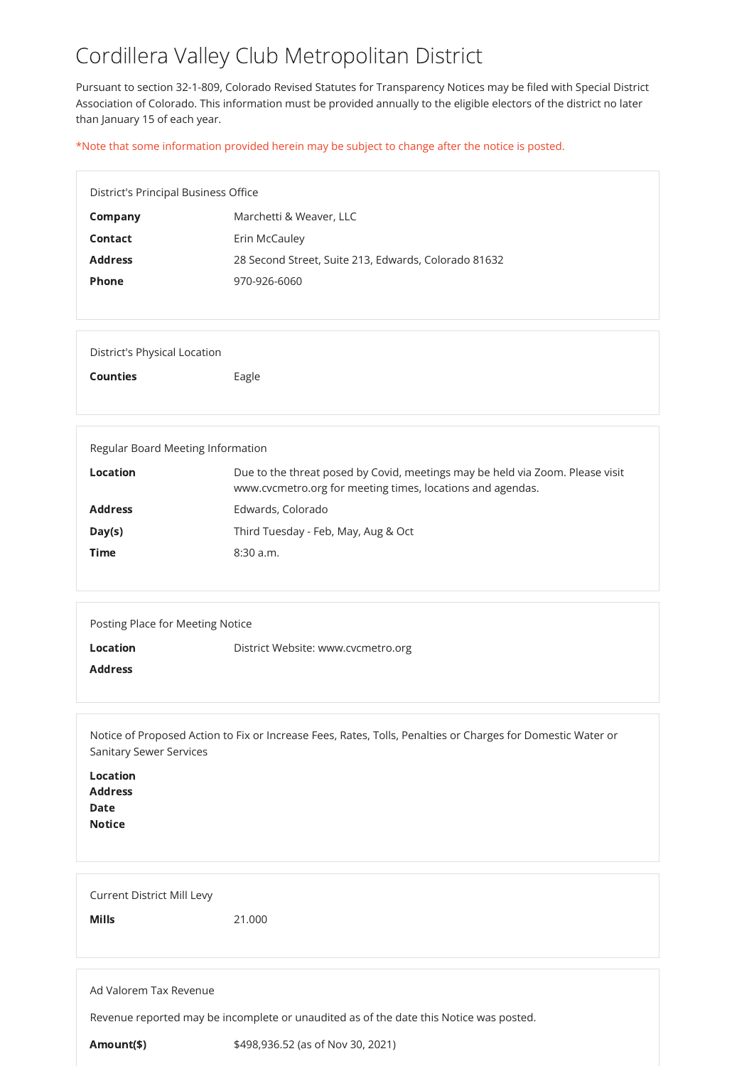# Cordillera Valley Club Metropolitan District

Pursuant to section 32-1-809, Colorado Revised Statutes for Transparency Notices may be filed with Special District Association of Colorado. This information must be provided annually to the eligible electors of the district no later than January 15 of each year.

*Note that some information provided herein may be subject to change after the notice is posted.

## District's Principal Business Office

| | |
|---|---|
| **Company** | Marchetti & Weaver, LLC |
| **Contact** | Erin McCauley |
| **Address** | 28 Second Street, Suite 213, Edwards, Colorado 81632 |
| **Phone** | 970-926-6060 |

## District's Physical Location

| | |
|---|---|
| **Counties** | Eagle |

## Regular Board Meeting Information

| | |
|---|---|
| **Location** | Due to the threat posed by Covid, meetings may be held via Zoom. Please visit www.cvcmetro.org for meeting times, locations and agendas. |
| **Address** | Edwards, Colorado |
| **Day(s)** | Third Tuesday - Feb, May, Aug & Oct |
| **Time** | 8:30 a.m. |

## Posting Place for Meeting Notice

| | |
|---|---|
| **Location** | District Website: www.cvcmetro.org |
| **Address** | |

## Notice of Proposed Action to Fix or Increase Fees, Rates, Tolls, Penalties or Charges for Domestic Water or Sanitary Sewer Services

**Location**
**Address**
**Date**
**Notice**

## Current District Mill Levy

| | |
|---|---|
| **Mills** | 21.000 |

## Ad Valorem Tax Revenue

Revenue reported may be incomplete or unaudited as of the date this Notice was posted.

| | |
|---|---|
| **Amount($)** | $498,936.52 (as of Nov 30, 2021) |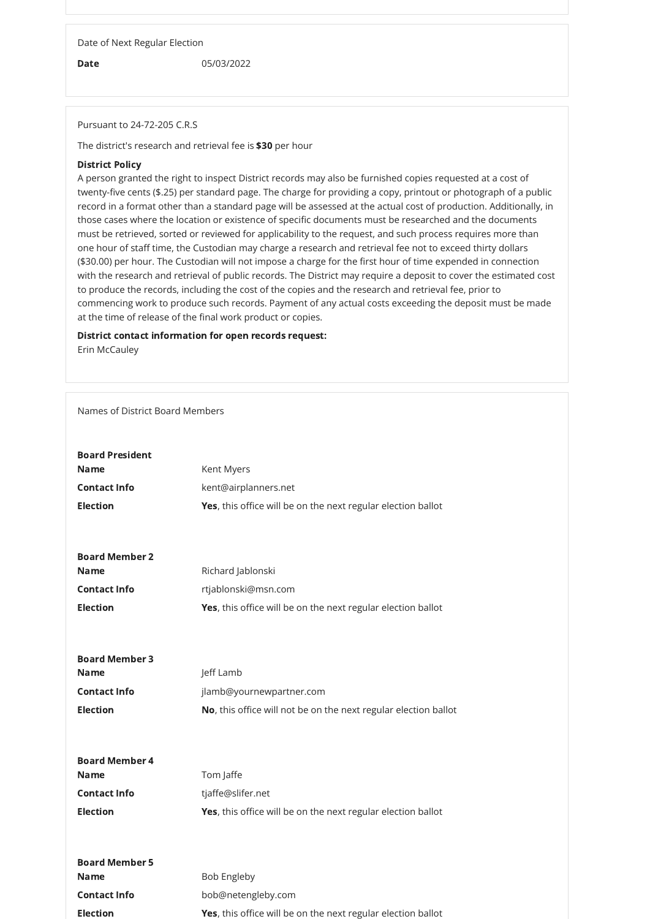Date of Next Regular Election

**Date** 05/03/2022

Pursuant to 24-72-205 C.R.S

The district's research and retrieval fee is **$30** per hour

**District Policy**
A person granted the right to inspect District records may also be furnished copies requested at a cost of twenty-five cents ($.25) per standard page. The charge for providing a copy, printout or photograph of a public record in a format other than a standard page will be assessed at the actual cost of production. Additionally, in those cases where the location or existence of specific documents must be researched and the documents must be retrieved, sorted or reviewed for applicability to the request, and such process requires more than one hour of staff time, the Custodian may charge a research and retrieval fee not to exceed thirty dollars ($30.00) per hour. The Custodian will not impose a charge for the first hour of time expended in connection with the research and retrieval of public records. The District may require a deposit to cover the estimated cost to produce the records, including the cost of the copies and the research and retrieval fee, prior to commencing work to produce such records. Payment of any actual costs exceeding the deposit must be made at the time of release of the final work product or copies.

**District contact information for open records request:**
Erin McCauley

Names of District Board Members

**Board President**

**Name** Kent Myers

**Contact Info** kent@airplanners.net

**Election** **Yes**, this office will be on the next regular election ballot

**Board Member 2**

**Name** Richard Jablonski

**Contact Info** rtjablonski@msn.com

**Election** **Yes**, this office will be on the next regular election ballot

**Board Member 3**

**Name** Jeff Lamb

**Contact Info** jlamb@yournewpartner.com

**Election** **No**, this office will not be on the next regular election ballot

**Board Member 4**

**Name** Tom Jaffe

**Contact Info** tjaffe@slifer.net

**Election** **Yes**, this office will be on the next regular election ballot

**Board Member 5**

**Name** Bob Engleby

**Contact Info** bob@netengleby.com

**Election** **Yes**, this office will be on the next regular election ballot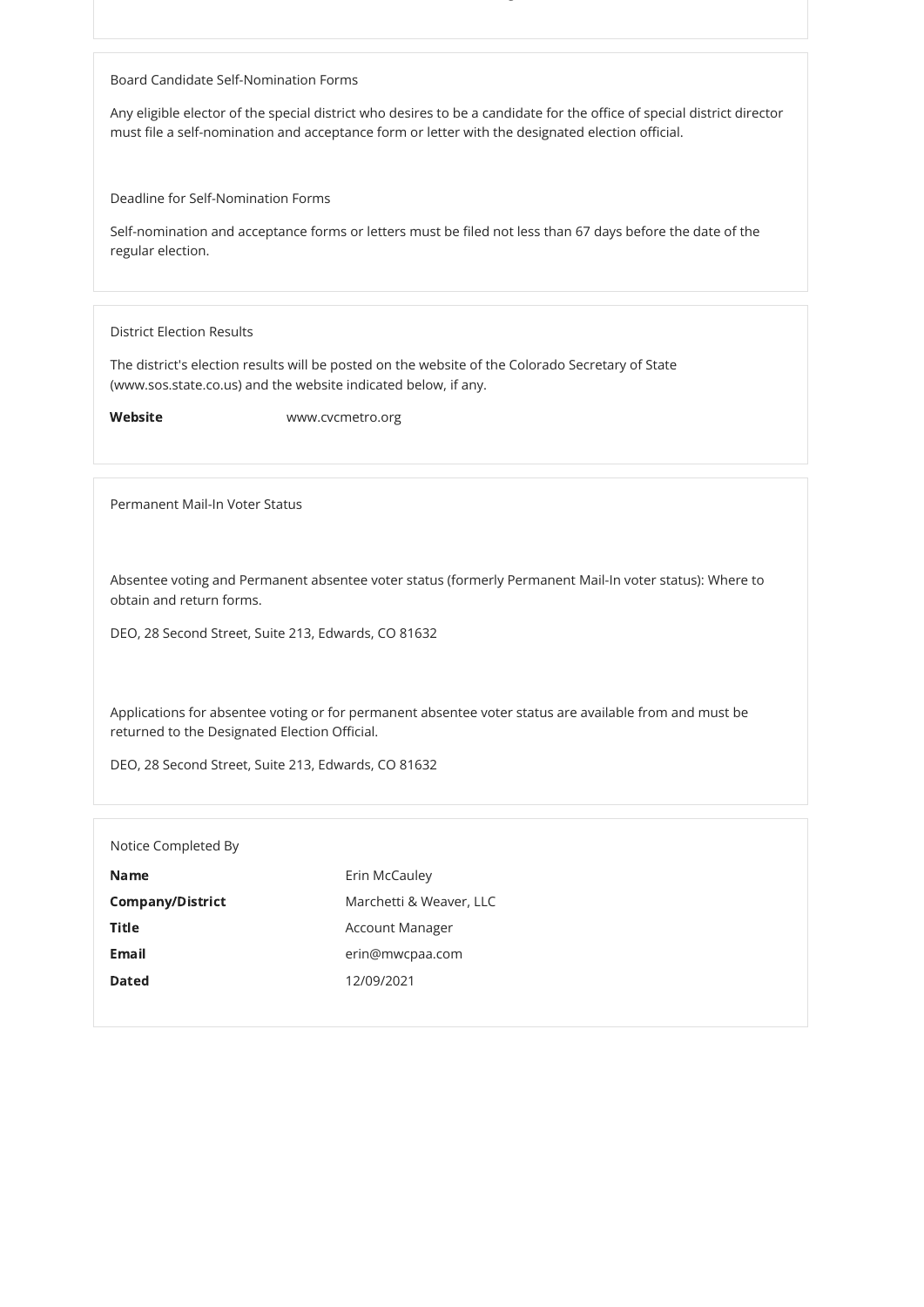Board Candidate Self-Nomination Forms

Any eligible elector of the special district who desires to be a candidate for the office of special district director must file a self-nomination and acceptance form or letter with the designated election official.

Deadline for Self-Nomination Forms

Self-nomination and acceptance forms or letters must be filed not less than 67 days before the date of the regular election.

District Election Results

The district's election results will be posted on the website of the Colorado Secretary of State (www.sos.state.co.us) and the website indicated below, if any.

| | |
|---|---|
| **Website** | www.cvcmetro.org |

Permanent Mail-In Voter Status

Absentee voting and Permanent absentee voter status (formerly Permanent Mail-In voter status): Where to obtain and return forms.

DEO, 28 Second Street, Suite 213, Edwards, CO 81632

Applications for absentee voting or for permanent absentee voter status are available from and must be returned to the Designated Election Official.

DEO, 28 Second Street, Suite 213, Edwards, CO 81632

Notice Completed By

| | |
|---|---|
| **Name** | Erin McCauley |
| **Company/District** | Marchetti & Weaver, LLC |
| **Title** | Account Manager |
| **Email** | erin@mwcpaa.com |
| **Dated** | 12/09/2021 |